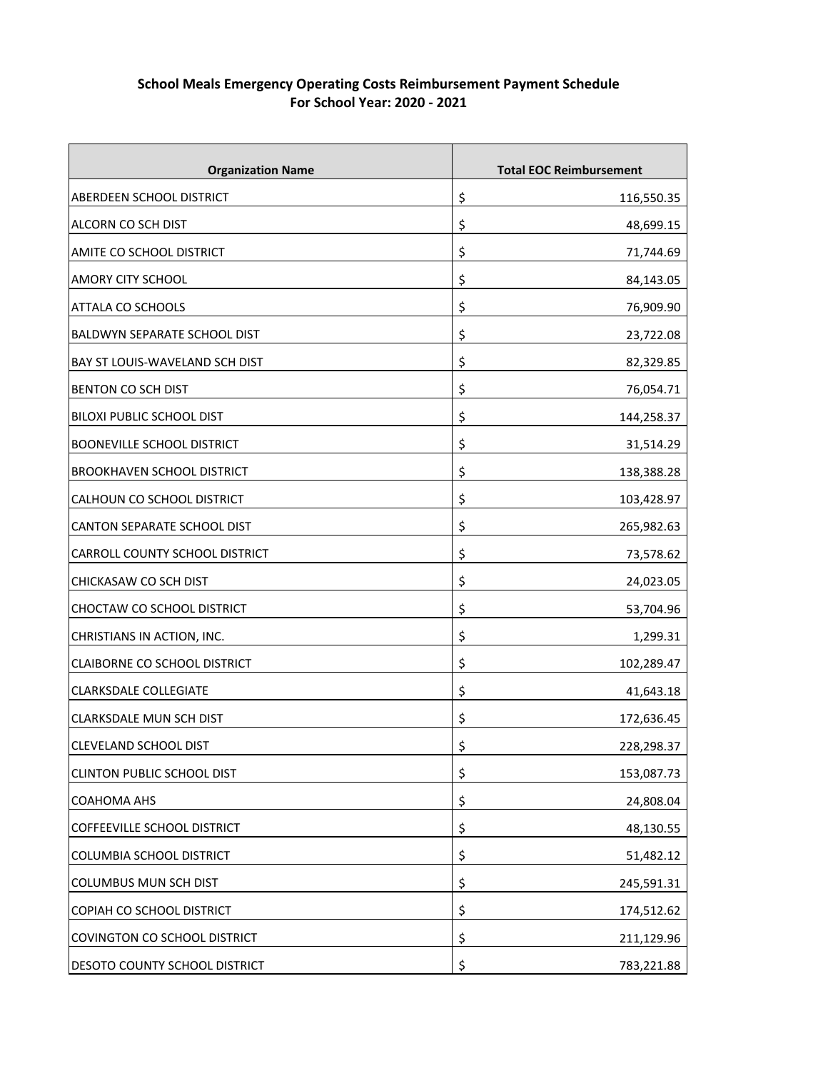**School Meals Emergency Operating Costs Reimbursement Payment Schedule**
**For School Year: 2020 - 2021**

| Organization Name | Total EOC Reimbursement |
|---|---|
| ABERDEEN SCHOOL DISTRICT | $ 116,550.35 |
| ALCORN CO SCH DIST | $ 48,699.15 |
| AMITE CO SCHOOL DISTRICT | $ 71,744.69 |
| AMORY CITY SCHOOL | $ 84,143.05 |
| ATTALA CO SCHOOLS | $ 76,909.90 |
| BALDWYN SEPARATE SCHOOL DIST | $ 23,722.08 |
| BAY ST LOUIS-WAVELAND SCH DIST | $ 82,329.85 |
| BENTON CO SCH DIST | $ 76,054.71 |
| BILOXI PUBLIC SCHOOL DIST | $ 144,258.37 |
| BOONEVILLE SCHOOL DISTRICT | $ 31,514.29 |
| BROOKHAVEN SCHOOL DISTRICT | $ 138,388.28 |
| CALHOUN CO SCHOOL DISTRICT | $ 103,428.97 |
| CANTON SEPARATE SCHOOL DIST | $ 265,982.63 |
| CARROLL COUNTY SCHOOL DISTRICT | $ 73,578.62 |
| CHICKASAW CO SCH DIST | $ 24,023.05 |
| CHOCTAW CO SCHOOL DISTRICT | $ 53,704.96 |
| CHRISTIANS IN ACTION, INC. | $ 1,299.31 |
| CLAIBORNE CO SCHOOL DISTRICT | $ 102,289.47 |
| CLARKSDALE COLLEGIATE | $ 41,643.18 |
| CLARKSDALE MUN SCH DIST | $ 172,636.45 |
| CLEVELAND SCHOOL DIST | $ 228,298.37 |
| CLINTON PUBLIC SCHOOL DIST | $ 153,087.73 |
| COAHOMA AHS | $ 24,808.04 |
| COFFEEVILLE SCHOOL DISTRICT | $ 48,130.55 |
| COLUMBIA SCHOOL DISTRICT | $ 51,482.12 |
| COLUMBUS MUN SCH DIST | $ 245,591.31 |
| COPIAH CO SCHOOL DISTRICT | $ 174,512.62 |
| COVINGTON CO SCHOOL DISTRICT | $ 211,129.96 |
| DESOTO COUNTY SCHOOL DISTRICT | $ 783,221.88 |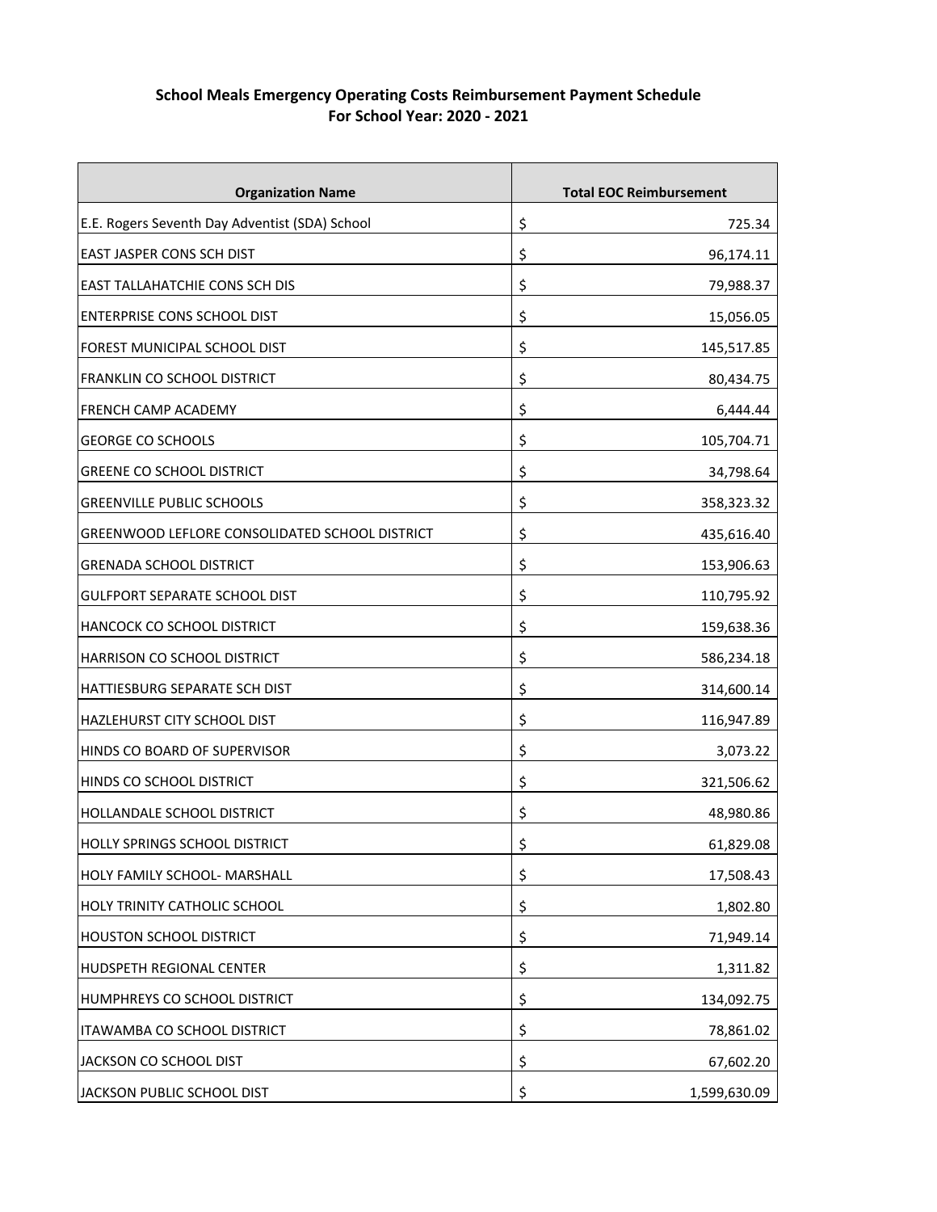# School Meals Emergency Operating Costs Reimbursement Payment Schedule
## For School Year: 2020 - 2021

| Organization Name | Total EOC Reimbursement |
|---|---|
| E.E. Rogers Seventh Day Adventist (SDA) School | $ 725.34 |
| EAST JASPER CONS SCH DIST | $ 96,174.11 |
| EAST TALLAHATCHIE CONS SCH DIS | $ 79,988.37 |
| ENTERPRISE CONS SCHOOL DIST | $ 15,056.05 |
| FOREST MUNICIPAL SCHOOL DIST | $ 145,517.85 |
| FRANKLIN CO SCHOOL DISTRICT | $ 80,434.75 |
| FRENCH CAMP ACADEMY | $ 6,444.44 |
| GEORGE CO SCHOOLS | $ 105,704.71 |
| GREENE CO SCHOOL DISTRICT | $ 34,798.64 |
| GREENVILLE PUBLIC SCHOOLS | $ 358,323.32 |
| GREENWOOD LEFLORE CONSOLIDATED SCHOOL DISTRICT | $ 435,616.40 |
| GRENADA SCHOOL DISTRICT | $ 153,906.63 |
| GULFPORT SEPARATE SCHOOL DIST | $ 110,795.92 |
| HANCOCK CO SCHOOL DISTRICT | $ 159,638.36 |
| HARRISON CO SCHOOL DISTRICT | $ 586,234.18 |
| HATTIESBURG SEPARATE SCH DIST | $ 314,600.14 |
| HAZLEHURST CITY SCHOOL DIST | $ 116,947.89 |
| HINDS CO BOARD OF SUPERVISOR | $ 3,073.22 |
| HINDS CO SCHOOL DISTRICT | $ 321,506.62 |
| HOLLANDALE SCHOOL DISTRICT | $ 48,980.86 |
| HOLLY SPRINGS SCHOOL DISTRICT | $ 61,829.08 |
| HOLY FAMILY SCHOOL- MARSHALL | $ 17,508.43 |
| HOLY TRINITY CATHOLIC SCHOOL | $ 1,802.80 |
| HOUSTON SCHOOL DISTRICT | $ 71,949.14 |
| HUDSPETH REGIONAL CENTER | $ 1,311.82 |
| HUMPHREYS CO SCHOOL DISTRICT | $ 134,092.75 |
| ITAWAMBA CO SCHOOL DISTRICT | $ 78,861.02 |
| JACKSON CO SCHOOL DIST | $ 67,602.20 |
| JACKSON PUBLIC SCHOOL DIST | $ 1,599,630.09 |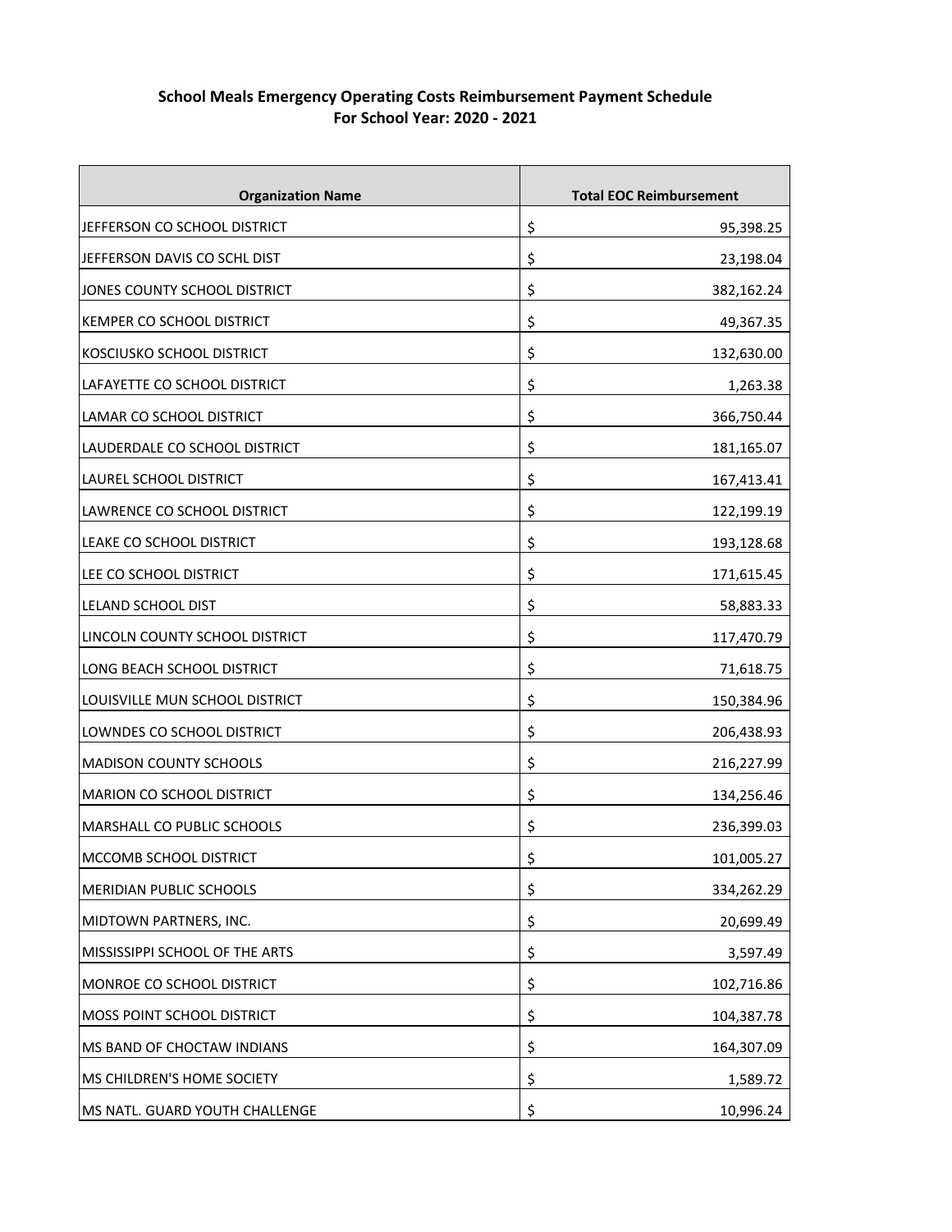**School Meals Emergency Operating Costs Reimbursement Payment Schedule**
**For School Year: 2020 - 2021**

| Organization Name | Total EOC Reimbursement |
| --- | --- |
| JEFFERSON CO SCHOOL DISTRICT | $ 95,398.25 |
| JEFFERSON DAVIS CO SCHL DIST | $ 23,198.04 |
| JONES COUNTY SCHOOL DISTRICT | $ 382,162.24 |
| KEMPER CO SCHOOL DISTRICT | $ 49,367.35 |
| KOSCIUSKO SCHOOL DISTRICT | $ 132,630.00 |
| LAFAYETTE CO SCHOOL DISTRICT | $ 1,263.38 |
| LAMAR CO SCHOOL DISTRICT | $ 366,750.44 |
| LAUDERDALE CO SCHOOL DISTRICT | $ 181,165.07 |
| LAUREL SCHOOL DISTRICT | $ 167,413.41 |
| LAWRENCE CO SCHOOL DISTRICT | $ 122,199.19 |
| LEAKE CO SCHOOL DISTRICT | $ 193,128.68 |
| LEE CO SCHOOL DISTRICT | $ 171,615.45 |
| LELAND SCHOOL DIST | $ 58,883.33 |
| LINCOLN COUNTY SCHOOL DISTRICT | $ 117,470.79 |
| LONG BEACH SCHOOL DISTRICT | $ 71,618.75 |
| LOUISVILLE MUN SCHOOL DISTRICT | $ 150,384.96 |
| LOWNDES CO SCHOOL DISTRICT | $ 206,438.93 |
| MADISON COUNTY SCHOOLS | $ 216,227.99 |
| MARION CO SCHOOL DISTRICT | $ 134,256.46 |
| MARSHALL CO PUBLIC SCHOOLS | $ 236,399.03 |
| MCCOMB SCHOOL DISTRICT | $ 101,005.27 |
| MERIDIAN PUBLIC SCHOOLS | $ 334,262.29 |
| MIDTOWN PARTNERS, INC. | $ 20,699.49 |
| MISSISSIPPI SCHOOL OF THE ARTS | $ 3,597.49 |
| MONROE CO SCHOOL DISTRICT | $ 102,716.86 |
| MOSS POINT SCHOOL DISTRICT | $ 104,387.78 |
| MS BAND OF CHOCTAW INDIANS | $ 164,307.09 |
| MS CHILDREN'S HOME SOCIETY | $ 1,589.72 |
| MS NATL. GUARD YOUTH CHALLENGE | $ 10,996.24 |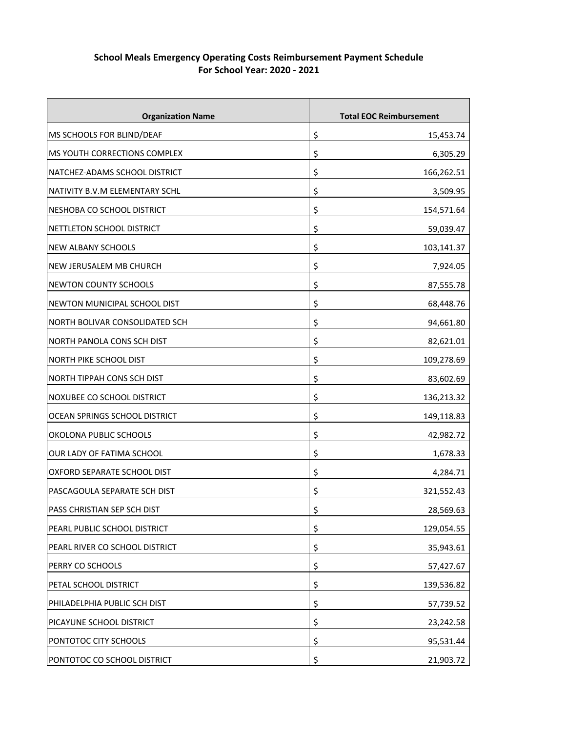**School Meals Emergency Operating Costs Reimbursement Payment Schedule**
**For School Year: 2020 - 2021**

| Organization Name | Total EOC Reimbursement |
|---|---|
| MS SCHOOLS FOR BLIND/DEAF | $ 15,453.74 |
| MS YOUTH CORRECTIONS COMPLEX | $ 6,305.29 |
| NATCHEZ-ADAMS SCHOOL DISTRICT | $ 166,262.51 |
| NATIVITY B.V.M ELEMENTARY SCHL | $ 3,509.95 |
| NESHOBA CO SCHOOL DISTRICT | $ 154,571.64 |
| NETTLETON SCHOOL DISTRICT | $ 59,039.47 |
| NEW ALBANY SCHOOLS | $ 103,141.37 |
| NEW JERUSALEM MB CHURCH | $ 7,924.05 |
| NEWTON COUNTY SCHOOLS | $ 87,555.78 |
| NEWTON MUNICIPAL SCHOOL DIST | $ 68,448.76 |
| NORTH BOLIVAR CONSOLIDATED SCH | $ 94,661.80 |
| NORTH PANOLA CONS SCH DIST | $ 82,621.01 |
| NORTH PIKE SCHOOL DIST | $ 109,278.69 |
| NORTH TIPPAH CONS SCH DIST | $ 83,602.69 |
| NOXUBEE CO SCHOOL DISTRICT | $ 136,213.32 |
| OCEAN SPRINGS SCHOOL DISTRICT | $ 149,118.83 |
| OKOLONA PUBLIC SCHOOLS | $ 42,982.72 |
| OUR LADY OF FATIMA SCHOOL | $ 1,678.33 |
| OXFORD SEPARATE SCHOOL DIST | $ 4,284.71 |
| PASCAGOULA SEPARATE SCH DIST | $ 321,552.43 |
| PASS CHRISTIAN SEP SCH DIST | $ 28,569.63 |
| PEARL PUBLIC SCHOOL DISTRICT | $ 129,054.55 |
| PEARL RIVER CO SCHOOL DISTRICT | $ 35,943.61 |
| PERRY CO SCHOOLS | $ 57,427.67 |
| PETAL SCHOOL DISTRICT | $ 139,536.82 |
| PHILADELPHIA PUBLIC SCH DIST | $ 57,739.52 |
| PICAYUNE SCHOOL DISTRICT | $ 23,242.58 |
| PONTOTOC CITY SCHOOLS | $ 95,531.44 |
| PONTOTOC CO SCHOOL DISTRICT | $ 21,903.72 |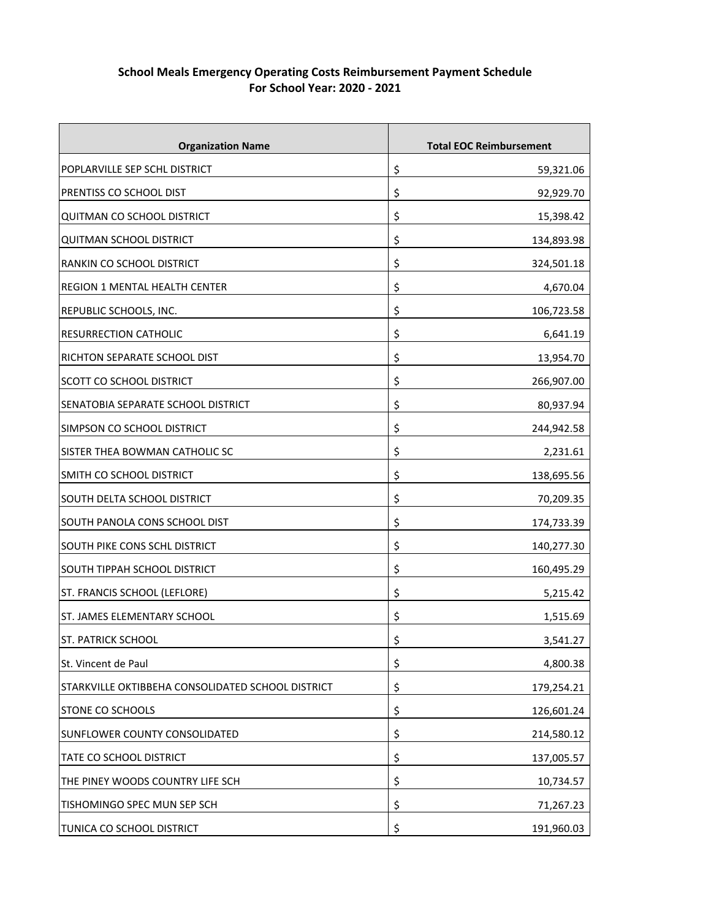## School Meals Emergency Operating Costs Reimbursement Payment Schedule
## For School Year: 2020 - 2021

| Organization Name | Total EOC Reimbursement |
|---|---|
| POPLARVILLE SEP SCHL DISTRICT | $ 59,321.06 |
| PRENTISS CO SCHOOL DIST | $ 92,929.70 |
| QUITMAN CO SCHOOL DISTRICT | $ 15,398.42 |
| QUITMAN SCHOOL DISTRICT | $ 134,893.98 |
| RANKIN CO SCHOOL DISTRICT | $ 324,501.18 |
| REGION 1 MENTAL HEALTH CENTER | $ 4,670.04 |
| REPUBLIC SCHOOLS, INC. | $ 106,723.58 |
| RESURRECTION CATHOLIC | $ 6,641.19 |
| RICHTON SEPARATE SCHOOL DIST | $ 13,954.70 |
| SCOTT CO SCHOOL DISTRICT | $ 266,907.00 |
| SENATOBIA SEPARATE SCHOOL DISTRICT | $ 80,937.94 |
| SIMPSON CO SCHOOL DISTRICT | $ 244,942.58 |
| SISTER THEA BOWMAN CATHOLIC SC | $ 2,231.61 |
| SMITH CO SCHOOL DISTRICT | $ 138,695.56 |
| SOUTH DELTA SCHOOL DISTRICT | $ 70,209.35 |
| SOUTH PANOLA CONS SCHOOL DIST | $ 174,733.39 |
| SOUTH PIKE CONS SCHL DISTRICT | $ 140,277.30 |
| SOUTH TIPPAH SCHOOL DISTRICT | $ 160,495.29 |
| ST. FRANCIS SCHOOL (LEFLORE) | $ 5,215.42 |
| ST. JAMES ELEMENTARY SCHOOL | $ 1,515.69 |
| ST. PATRICK SCHOOL | $ 3,541.27 |
| St. Vincent de Paul | $ 4,800.38 |
| STARKVILLE OKTIBBEHA CONSOLIDATED SCHOOL DISTRICT | $ 179,254.21 |
| STONE CO SCHOOLS | $ 126,601.24 |
| SUNFLOWER COUNTY CONSOLIDATED | $ 214,580.12 |
| TATE CO SCHOOL DISTRICT | $ 137,005.57 |
| THE PINEY WOODS COUNTRY LIFE SCH | $ 10,734.57 |
| TISHOMINGO SPEC MUN SEP SCH | $ 71,267.23 |
| TUNICA CO SCHOOL DISTRICT | $ 191,960.03 |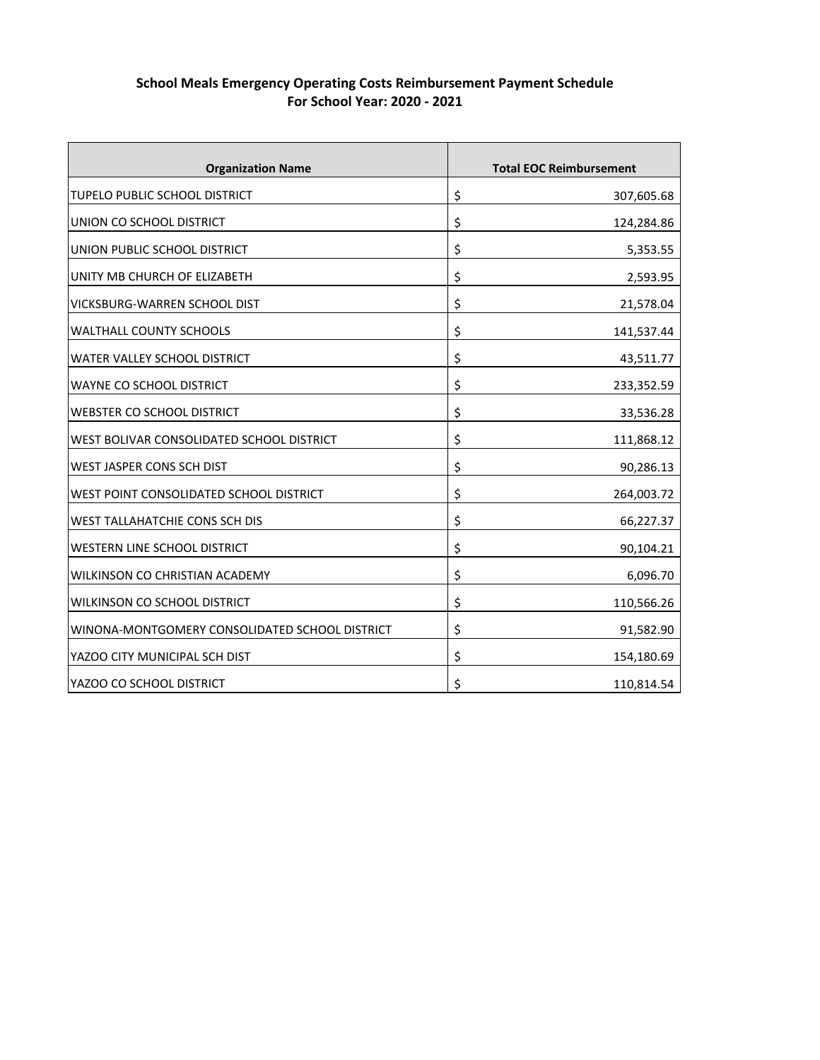**School Meals Emergency Operating Costs Reimbursement Payment Schedule**
**For School Year: 2020 - 2021**

| Organization Name | Total EOC Reimbursement |
|---|---|
| TUPELO PUBLIC SCHOOL DISTRICT | $ 307,605.68 |
| UNION CO SCHOOL DISTRICT | $ 124,284.86 |
| UNION PUBLIC SCHOOL DISTRICT | $ 5,353.55 |
| UNITY MB CHURCH OF ELIZABETH | $ 2,593.95 |
| VICKSBURG-WARREN SCHOOL DIST | $ 21,578.04 |
| WALTHALL COUNTY SCHOOLS | $ 141,537.44 |
| WATER VALLEY SCHOOL DISTRICT | $ 43,511.77 |
| WAYNE CO SCHOOL DISTRICT | $ 233,352.59 |
| WEBSTER CO SCHOOL DISTRICT | $ 33,536.28 |
| WEST BOLIVAR CONSOLIDATED SCHOOL DISTRICT | $ 111,868.12 |
| WEST JASPER CONS SCH DIST | $ 90,286.13 |
| WEST POINT CONSOLIDATED SCHOOL DISTRICT | $ 264,003.72 |
| WEST TALLAHATCHIE CONS SCH DIS | $ 66,227.37 |
| WESTERN LINE SCHOOL DISTRICT | $ 90,104.21 |
| WILKINSON CO CHRISTIAN ACADEMY | $ 6,096.70 |
| WILKINSON CO SCHOOL DISTRICT | $ 110,566.26 |
| WINONA-MONTGOMERY CONSOLIDATED SCHOOL DISTRICT | $ 91,582.90 |
| YAZOO CITY MUNICIPAL SCH DIST | $ 154,180.69 |
| YAZOO CO SCHOOL DISTRICT | $ 110,814.54 |